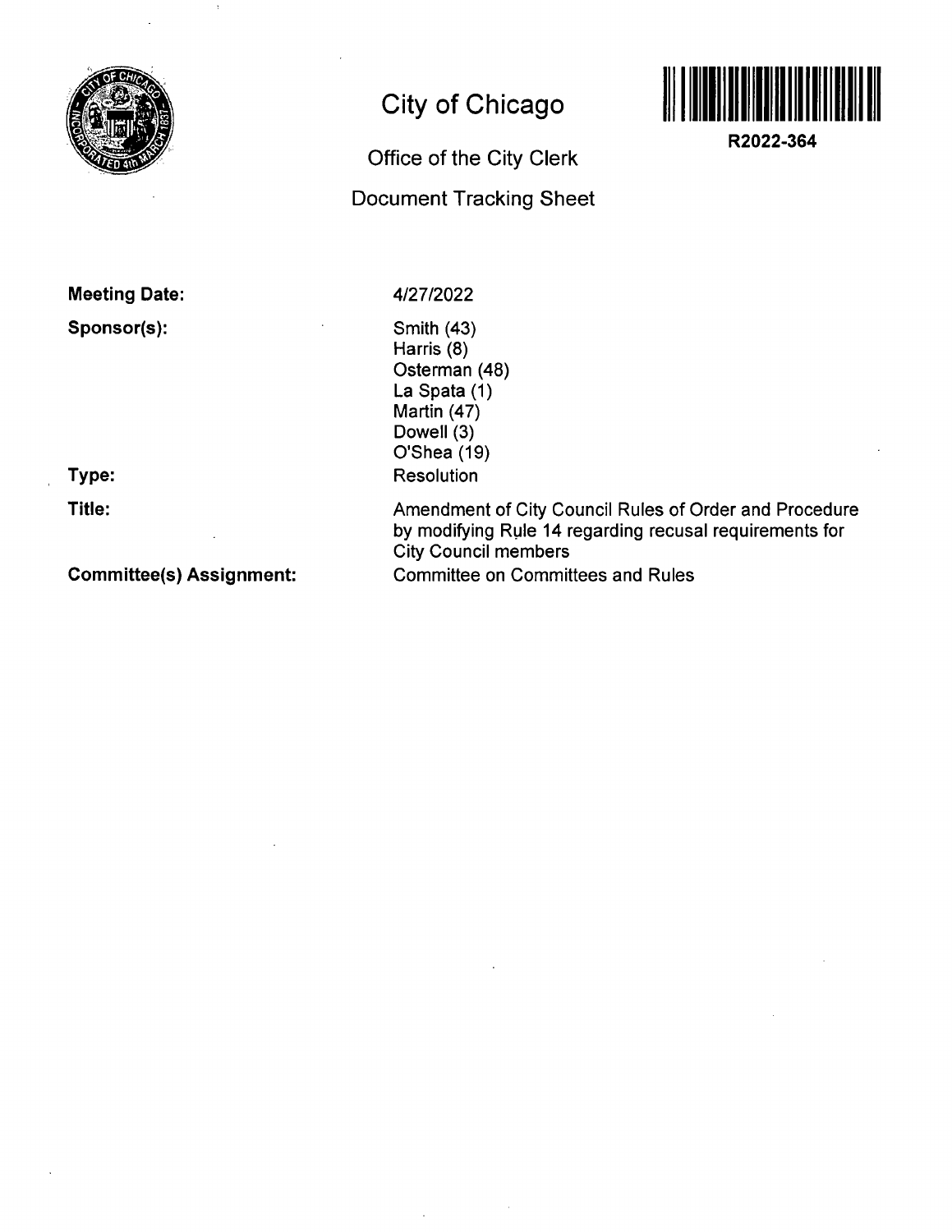# City of Chicago

R2022-364

## Office of the City Clerk

## Document Tracking Sheet

**Meeting Date:** 4/27/2022

**Sponsor(s):**
Smith (43)
Harris (8)
Osterman (48)
La Spata (1)
Martin (47)
Dowell (3)
O'Shea (19)

**Type:** Resolution

**Title:** Amendment of City Council Rules of Order and Procedure by modifying Rule 14 regarding recusal requirements for City Council members

**Committee(s) Assignment:** Committee on Committees and Rules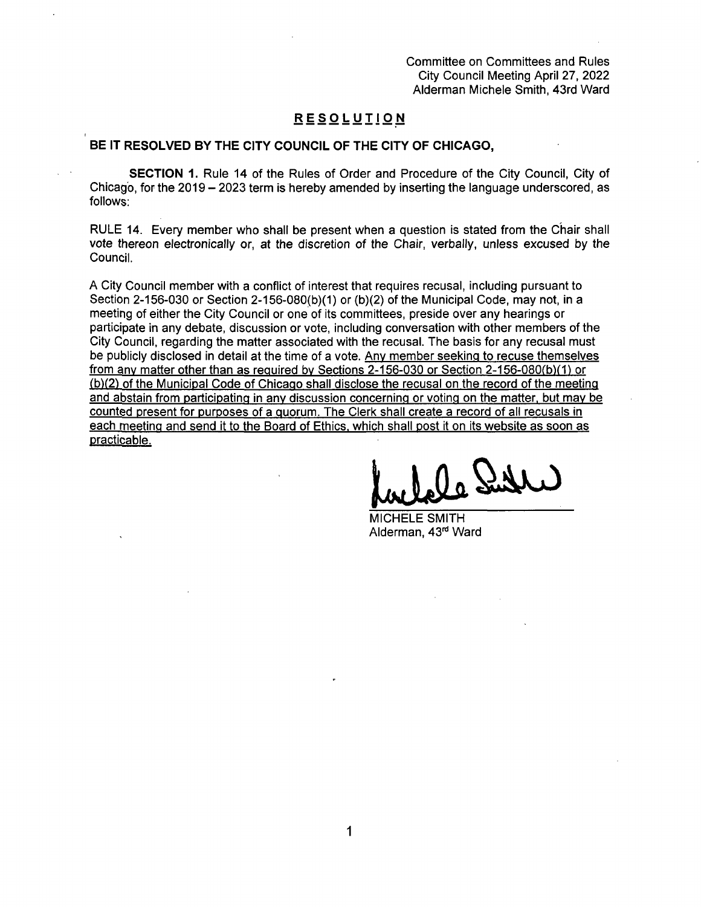Committee on Committees and Rules
City Council Meeting April 27, 2022
Alderman Michele Smith, 43rd Ward

## RESOLUTION

**BE IT RESOLVED BY THE CITY COUNCIL OF THE CITY OF CHICAGO,**

**SECTION 1.** Rule 14 of the Rules of Order and Procedure of the City Council, City of Chicago, for the 2019 – 2023 term is hereby amended by inserting the language underscored, as follows:

RULE 14. Every member who shall be present when a question is stated from the Chair shall vote thereon electronically or, at the discretion of the Chair, verbally, unless excused by the Council.

A City Council member with a conflict of interest that requires recusal, including pursuant to Section 2-156-030 or Section 2-156-080(b)(1) or (b)(2) of the Municipal Code, may not, in a meeting of either the City Council or one of its committees, preside over any hearings or participate in any debate, discussion or vote, including conversation with other members of the City Council, regarding the matter associated with the recusal. The basis for any recusal must be publicly disclosed in detail at the time of a vote. <u>Any member seeking to recuse themselves from any matter other than as required by Sections 2-156-030 or Section 2-156-080(b)(1) or (b)(2) of the Municipal Code of Chicago shall disclose the recusal on the record of the meeting and abstain from participating in any discussion concerning or voting on the matter, but may be counted present for purposes of a quorum. The Clerk shall create a record of all recusals in each meeting and send it to the Board of Ethics, which shall post it on its website as soon as practicable.</u>

MICHELE SMITH
Alderman, 43rd Ward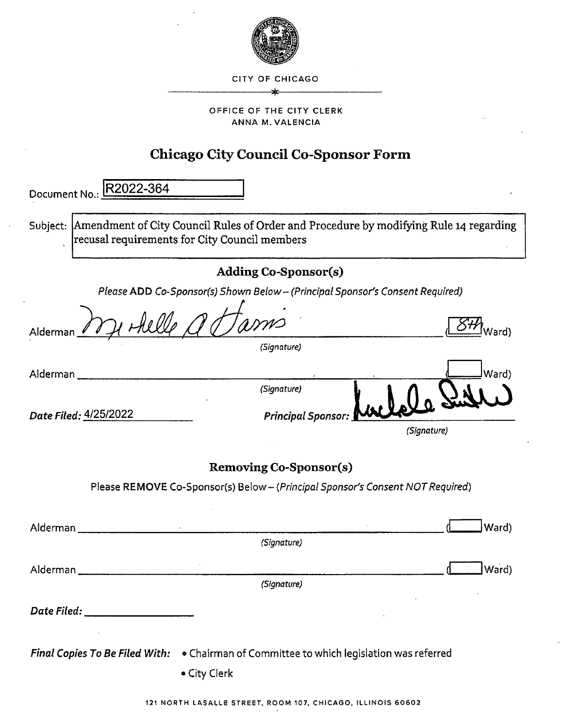CITY OF CHICAGO

OFFICE OF THE CITY CLERK
ANNA M. VALENCIA

## Chicago City Council Co-Sponsor Form

Document No.: R2022-364

Subject: Amendment of City Council Rules of Order and Procedure by modifying Rule 14 regarding recusal requirements for City Council members

### Adding Co-Sponsor(s)

*Please* **ADD** *Co-Sponsor(s) Shown Below – (Principal Sponsor's Consent Required)*

Alderman Michelle A Harris (8th Ward)
*(Signature)*

Alderman ______________________ (____ Ward)
*(Signature)*

***Date Filed:*** 4/25/2022 ***Principal Sponsor:*** Michele Smith
*(Signature)*

### Removing Co-Sponsor(s)

Please **REMOVE** Co-Sponsor(s) Below – (*Principal Sponsor's Consent NOT Required*)

Alderman ______________________ (____ Ward)
*(Signature)*

Alderman ______________________ (____ Ward)
*(Signature)*

***Date Filed:*** ____________

***Final Copies To Be Filed With:***
- Chairman of Committee to which legislation was referred
- City Clerk

121 NORTH LASALLE STREET, ROOM 107, CHICAGO, ILLINOIS 60602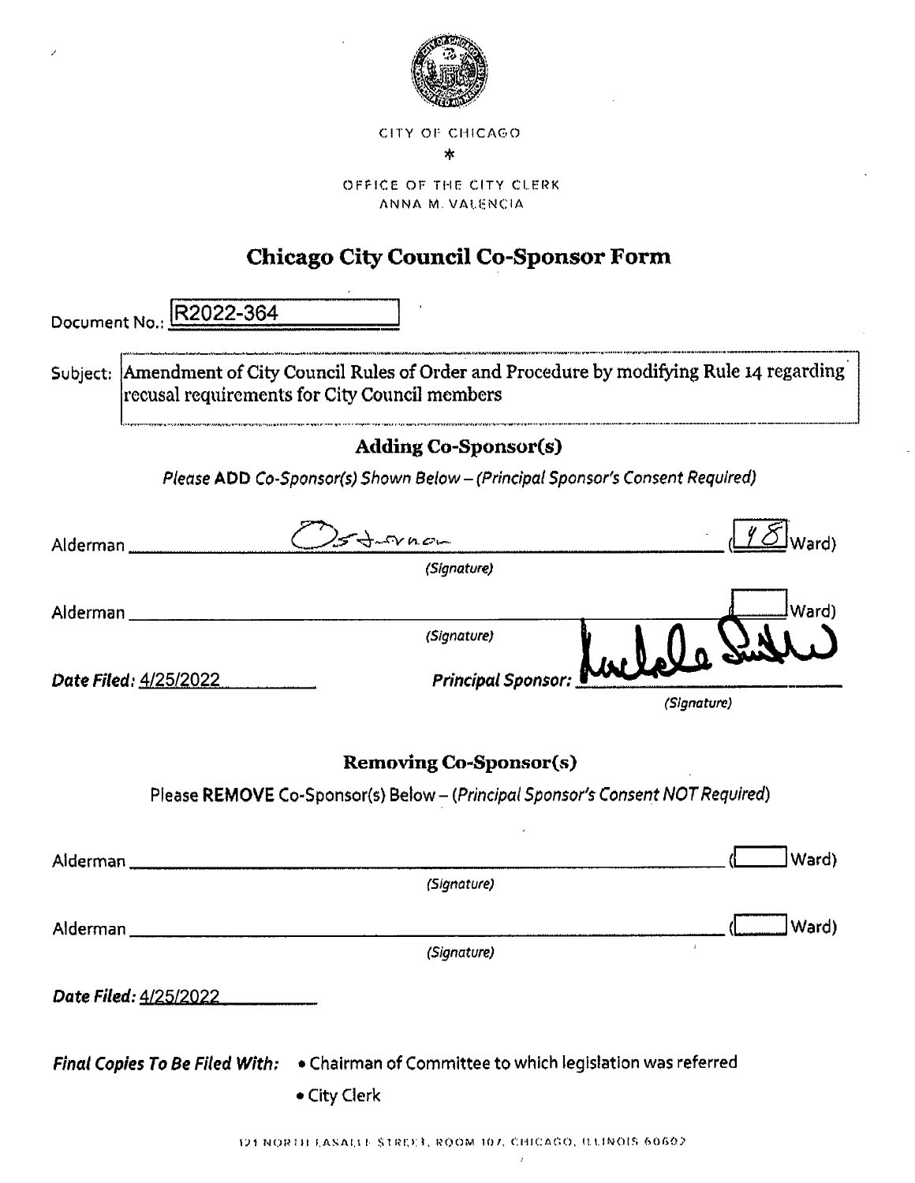CITY OF CHICAGO

*

OFFICE OF THE CITY CLERK
ANNA M. VALENCIA

# Chicago City Council Co-Sponsor Form

Document No.: R2022-364

Subject: Amendment of City Council Rules of Order and Procedure by modifying Rule 14 regarding recusal requirements for City Council members

## Adding Co-Sponsor(s)

*Please* **ADD** *Co-Sponsor(s) Shown Below – (Principal Sponsor's Consent Required)*

Alderman Osterman (48 Ward)
*(Signature)*

Alderman ______________________ (____ Ward)
*(Signature)*

***Date Filed:*** 4/25/2022 ***Principal Sponsor:*** Michele Smith
*(Signature)*

## Removing Co-Sponsor(s)

Please **REMOVE** Co-Sponsor(s) Below – (*Principal Sponsor's Consent NOT Required*)

Alderman ______________________ (____ Ward)
*(Signature)*

Alderman ______________________ (____ Ward)
*(Signature)*

***Date Filed:*** 4/25/2022

***Final Copies To Be Filed With:***
- Chairman of Committee to which legislation was referred
- City Clerk

121 NORTH LASALLE STREET, ROOM 107, CHICAGO, ILLINOIS 60602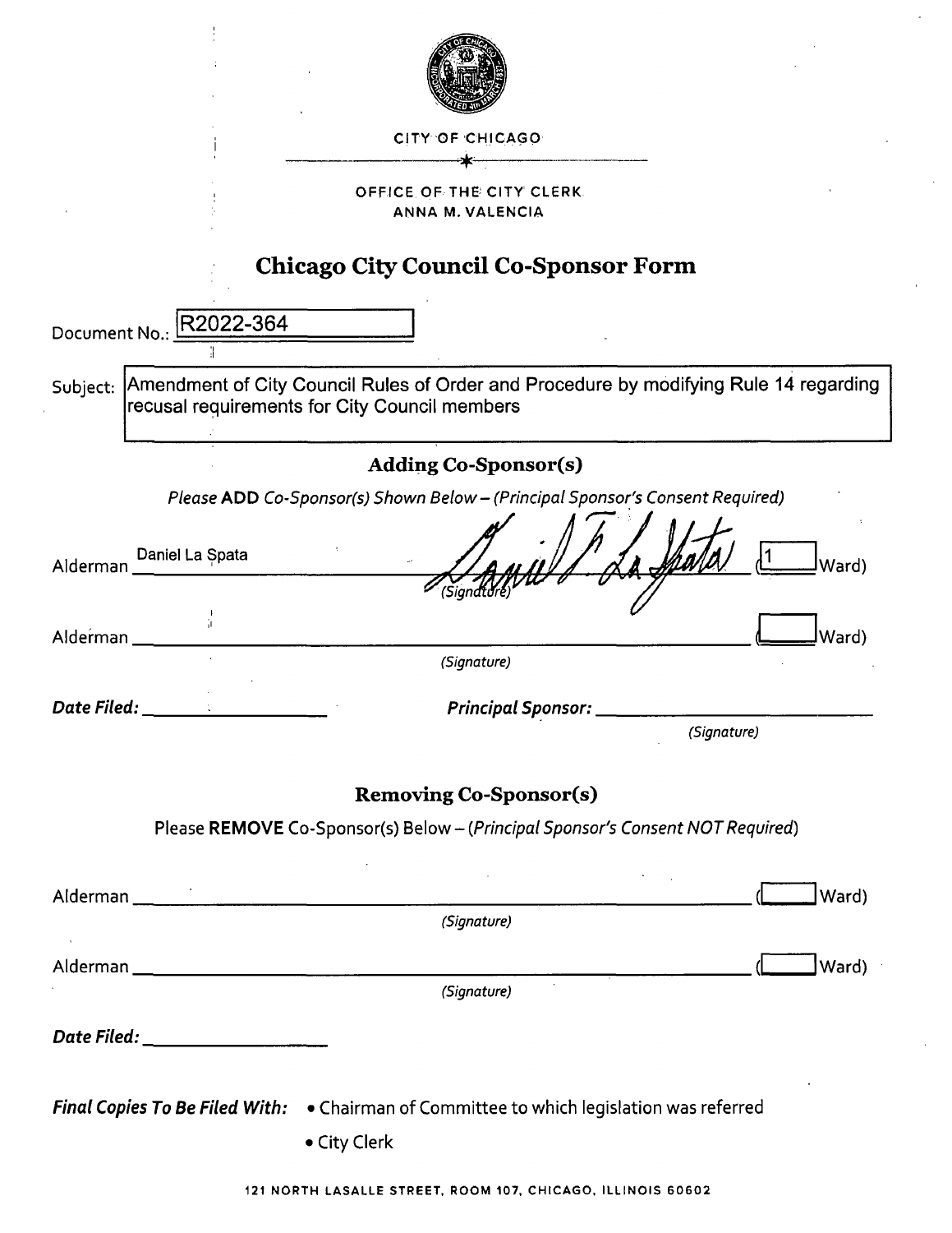CITY OF CHICAGO

OFFICE OF THE CITY CLERK
ANNA M. VALENCIA

# Chicago City Council Co-Sponsor Form

Document No.: R2022-364

Subject: Amendment of City Council Rules of Order and Procedure by modifying Rule 14 regarding recusal requirements for City Council members

## Adding Co-Sponsor(s)

*Please* **ADD** *Co-Sponsor(s) Shown Below – (Principal Sponsor's Consent Required)*

Alderman Daniel La Spata ______ Daniel P. La Spata *(Signature)* (1 Ward)

Alderman ______________________ *(Signature)* (____ Ward)

***Date Filed:*** ____________ ***Principal Sponsor:*** ____________ *(Signature)*

## Removing Co-Sponsor(s)

Please **REMOVE** Co-Sponsor(s) Below – *(Principal Sponsor's Consent NOT Required)*

Alderman ______________________ *(Signature)* (____ Ward)

Alderman ______________________ *(Signature)* (____ Ward)

***Date Filed:*** ____________

***Final Copies To Be Filed With:***
- Chairman of Committee to which legislation was referred
- City Clerk

121 NORTH LASALLE STREET, ROOM 107, CHICAGO, ILLINOIS 60602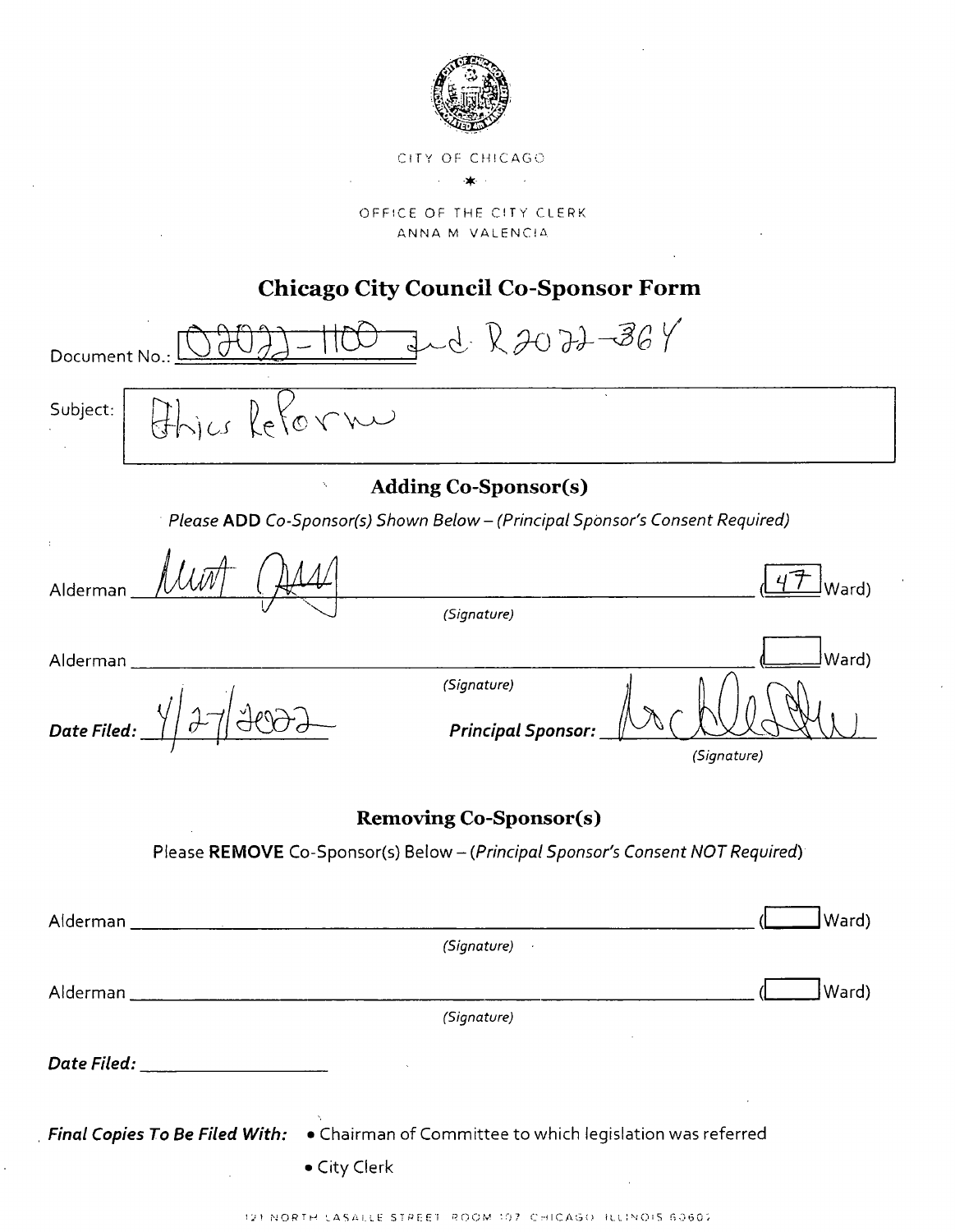CITY OF CHICAGO

OFFICE OF THE CITY CLERK
ANNA M. VALENCIA

# Chicago City Council Co-Sponsor Form

Document No.: O2022-1100 and R2022-364

Subject: Ethics Reform

## Adding Co-Sponsor(s)

*Please* **ADD** *Co-Sponsor(s) Shown Below – (Principal Sponsor's Consent Required)*

Alderman [signature] (47 Ward)
*(Signature)*

Alderman ______________________ ( Ward)
*(Signature)*

***Date Filed:*** 4/27/2022

***Principal Sponsor:*** [signature]
*(Signature)*

## Removing Co-Sponsor(s)

Please **REMOVE** Co-Sponsor(s) Below – (*Principal Sponsor's Consent NOT Required*)

Alderman ______________________ ( Ward)
*(Signature)*

Alderman ______________________ ( Ward)
*(Signature)*

***Date Filed:*** ______________

***Final Copies To Be Filed With:***
- Chairman of Committee to which legislation was referred
- City Clerk

121 NORTH LASALLE STREET, ROOM 107, CHICAGO, ILLINOIS 60602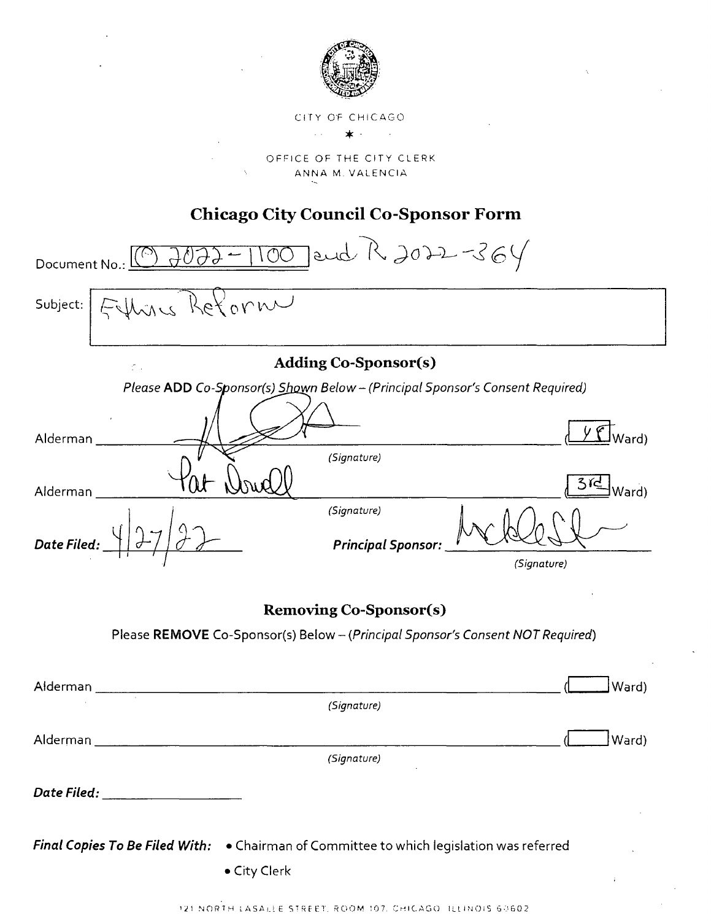CITY OF CHICAGO

OFFICE OF THE CITY CLERK
ANNA M. VALENCIA

## Chicago City Council Co-Sponsor Form

Document No.: O 2022-1100 and R 2022-364

Subject: Ethics Reform

### Adding Co-Sponsor(s)

*Please* **ADD** *Co-Sponsor(s) Shown Below – (Principal Sponsor's Consent Required)*

Alderman ____________________ (48 Ward)
*(Signature)*

Alderman Pat Dowell (3rd Ward)
*(Signature)*

***Date Filed:*** 4/27/22 ***Principal Sponsor:*** ____________________
*(Signature)*

### Removing Co-Sponsor(s)

Please **REMOVE** Co-Sponsor(s) Below – (*Principal Sponsor's Consent NOT Required*)

Alderman ____________________ ( Ward)
*(Signature)*

Alderman ____________________ ( Ward)
*(Signature)*

***Date Filed:*** ____________________

***Final Copies To Be Filed With:***
- Chairman of Committee to which legislation was referred
- City Clerk

121 NORTH LASALLE STREET, ROOM 107, CHICAGO, ILLINOIS 60602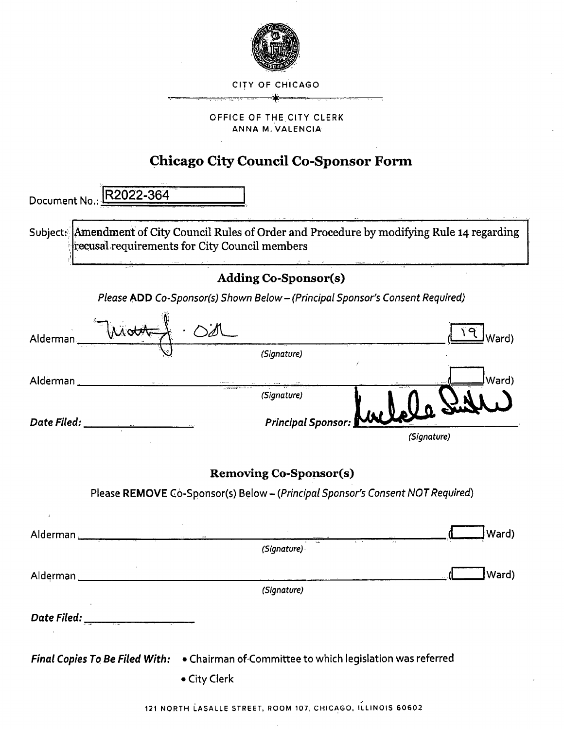CITY OF CHICAGO

OFFICE OF THE CITY CLERK
ANNA M. VALENCIA

# Chicago City Council Co-Sponsor Form

Document No.: R2022-364

Subject: Amendment of City Council Rules of Order and Procedure by modifying Rule 14 regarding recusal requirements for City Council members

## Adding Co-Sponsor(s)

*Please **ADD** Co-Sponsor(s) Shown Below – (Principal Sponsor's Consent Required)*

Alderman Matt J. O'Sh (19 Ward)
*(Signature)*

Alderman ______________________ (____ Ward)
*(Signature)*

***Date Filed:*** ______________ ***Principal Sponsor:*** Michele Smith
*(Signature)*

## Removing Co-Sponsor(s)

Please **REMOVE** Co-Sponsor(s) Below – (*Principal Sponsor's Consent NOT Required*)

Alderman ______________________ (____ Ward)
*(Signature)*

Alderman ______________________ (____ Ward)
*(Signature)*

***Date Filed:*** ______________

***Final Copies To Be Filed With:***
- Chairman of Committee to which legislation was referred
- City Clerk

121 NORTH LASALLE STREET, ROOM 107, CHICAGO, ILLINOIS 60602